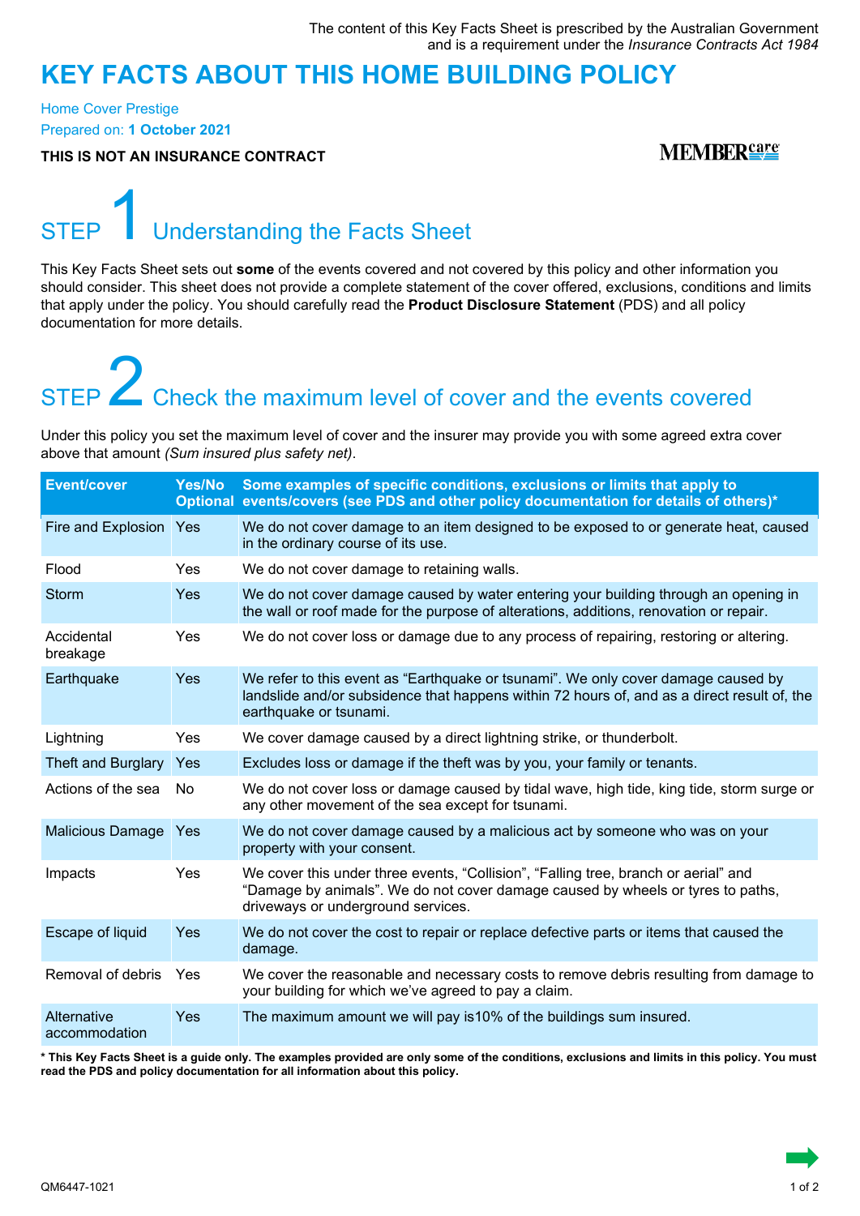The content of this Key Facts Sheet is prescribed by the Australian Government and is a requirement under the *Insurance Contracts Act 1984*

# KEY FACTS ABOUT THIS HOME BUILDING POLICY

Home Cover Prestige

Prepared on: **1 October 2021**

**THIS IS NOT AN INSURANCE CONTRACT**

MEMBERcare

## STEP 1 Understanding the Facts Sheet

This Key Facts Sheet sets out **some** of the events covered and not covered by this policy and other information you should consider. This sheet does not provide a complete statement of the cover offered, exclusions, conditions and limits that apply under the policy. You should carefully read the **Product Disclosure Statement** (PDS) and all policy documentation for more details.

## STEP 2 Check the maximum level of cover and the events covered

Under this policy you set the maximum level of cover and the insurer may provide you with some agreed extra cover above that amount *(Sum insured plus safety net)*.

| Event/cover | Yes/No Optional | Some examples of specific conditions, exclusions or limits that apply to events/covers (see PDS and other policy documentation for details of others)* |
|---|---|---|
| Fire and Explosion | Yes | We do not cover damage to an item designed to be exposed to or generate heat, caused in the ordinary course of its use. |
| Flood | Yes | We do not cover damage to retaining walls. |
| Storm | Yes | We do not cover damage caused by water entering your building through an opening in the wall or roof made for the purpose of alterations, additions, renovation or repair. |
| Accidental breakage | Yes | We do not cover loss or damage due to any process of repairing, restoring or altering. |
| Earthquake | Yes | We refer to this event as "Earthquake or tsunami". We only cover damage caused by landslide and/or subsidence that happens within 72 hours of, and as a direct result of, the earthquake or tsunami. |
| Lightning | Yes | We cover damage caused by a direct lightning strike, or thunderbolt. |
| Theft and Burglary | Yes | Excludes loss or damage if the theft was by you, your family or tenants. |
| Actions of the sea | No | We do not cover loss or damage caused by tidal wave, high tide, king tide, storm surge or any other movement of the sea except for tsunami. |
| Malicious Damage | Yes | We do not cover damage caused by a malicious act by someone who was on your property with your consent. |
| Impacts | Yes | We cover this under three events, "Collision", "Falling tree, branch or aerial" and "Damage by animals". We do not cover damage caused by wheels or tyres to paths, driveways or underground services. |
| Escape of liquid | Yes | We do not cover the cost to repair or replace defective parts or items that caused the damage. |
| Removal of debris | Yes | We cover the reasonable and necessary costs to remove debris resulting from damage to your building for which we've agreed to pay a claim. |
| Alternative accommodation | Yes | The maximum amount we will pay is10% of the buildings sum insured. |

**\* This Key Facts Sheet is a guide only. The examples provided are only some of the conditions, exclusions and limits in this policy. You must read the PDS and policy documentation for all information about this policy.**

QM6447-1021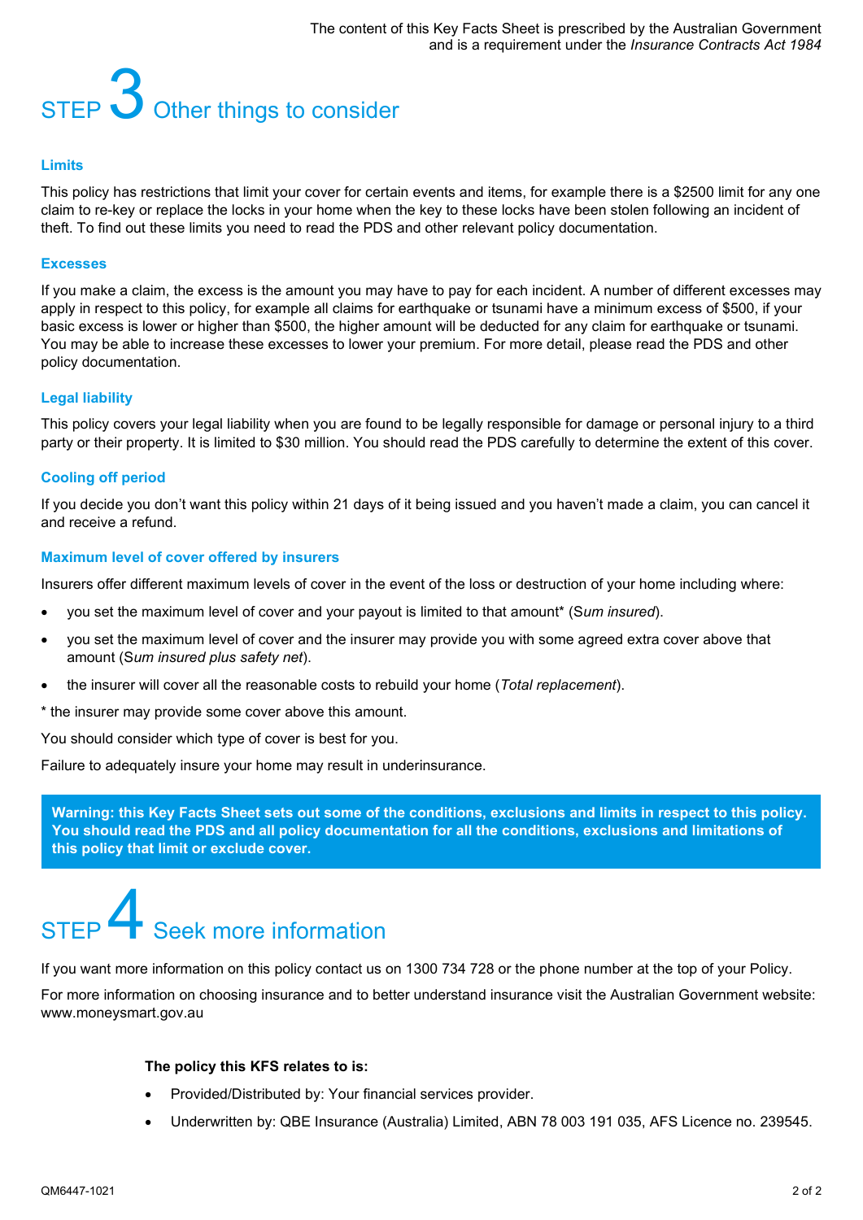The content of this Key Facts Sheet is prescribed by the Australian Government and is a requirement under the *Insurance Contracts Act 1984*

# STEP 3 Other things to consider

### Limits

This policy has restrictions that limit your cover for certain events and items, for example there is a $2500 limit for any one claim to re-key or replace the locks in your home when the key to these locks have been stolen following an incident of theft. To find out these limits you need to read the PDS and other relevant policy documentation.

### Excesses

If you make a claim, the excess is the amount you may have to pay for each incident. A number of different excesses may apply in respect to this policy, for example all claims for earthquake or tsunami have a minimum excess of $500, if your basic excess is lower or higher than $500, the higher amount will be deducted for any claim for earthquake or tsunami. You may be able to increase these excesses to lower your premium. For more detail, please read the PDS and other policy documentation.

### Legal liability

This policy covers your legal liability when you are found to be legally responsible for damage or personal injury to a third party or their property. It is limited to $30 million. You should read the PDS carefully to determine the extent of this cover.

### Cooling off period

If you decide you don't want this policy within 21 days of it being issued and you haven't made a claim, you can cancel it and receive a refund.

### Maximum level of cover offered by insurers

Insurers offer different maximum levels of cover in the event of the loss or destruction of your home including where:

- you set the maximum level of cover and your payout is limited to that amount* (*Sum insured*).
- you set the maximum level of cover and the insurer may provide you with some agreed extra cover above that amount (*Sum insured plus safety net*).
- the insurer will cover all the reasonable costs to rebuild your home (*Total replacement*).

\* the insurer may provide some cover above this amount.

You should consider which type of cover is best for you.

Failure to adequately insure your home may result in underinsurance.

**Warning: this Key Facts Sheet sets out some of the conditions, exclusions and limits in respect to this policy. You should read the PDS and all policy documentation for all the conditions, exclusions and limitations of this policy that limit or exclude cover.**

# STEP 4 Seek more information

If you want more information on this policy contact us on 1300 734 728 or the phone number at the top of your Policy.

For more information on choosing insurance and to better understand insurance visit the Australian Government website: www.moneysmart.gov.au

**The policy this KFS relates to is:**

- Provided/Distributed by: Your financial services provider.
- Underwritten by: QBE Insurance (Australia) Limited, ABN 78 003 191 035, AFS Licence no. 239545.

QM6447-1021